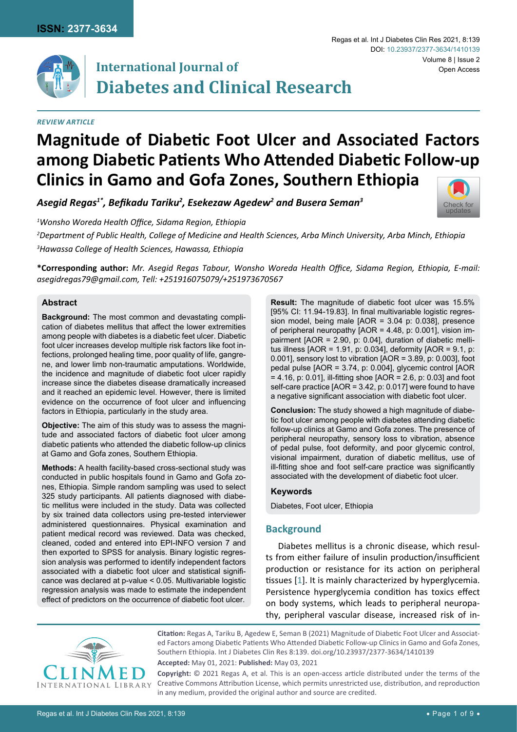**ISSN: 2377-3634**

Regas et al. Int J Diabetes Clin Res 2021, 8:139

DOI: 10.23937/2377-3634/1410139

Volume 8 | Issue 2

Open Access

# International Journal of Diabetes and Clinical Research

*REVIEW ARTICLE*

# Magnitude of Diabetic Foot Ulcer and Associated Factors among Diabetic Patients Who Attended Diabetic Follow-up Clinics in Gamo and Gofa Zones, Southern Ethiopia

***Asegid Regas[1*], Befikadu Tariku[2], Esekezaw Agedew[2] and Busera Seman[3]***

*[1]Wonsho Woreda Health Office, Sidama Region, Ethiopia*

*[2]Department of Public Health, College of Medicine and Health Sciences, Arba Minch University, Arba Minch, Ethiopia*

*[3]Hawassa College of Health Sciences, Hawassa, Ethiopia*

**\*Corresponding author:** *Mr. Asegid Regas Tabour, Wonsho Woreda Health Office, Sidama Region, Ethiopia, E-mail: asegidregas79@gmail.com, Tell: +251916075079/+251973670567*

## Abstract

**Background:** The most common and devastating complication of diabetes mellitus that affect the lower extremities among people with diabetes is a diabetic feet ulcer. Diabetic foot ulcer increases develop multiple risk factors like foot infections, prolonged healing time, poor quality of life, gangrene, and lower limb non-traumatic amputations. Worldwide, the incidence and magnitude of diabetic foot ulcer rapidly increase since the diabetes disease dramatically increased and it reached an epidemic level. However, there is limited evidence on the occurrence of foot ulcer and influencing factors in Ethiopia, particularly in the study area.

**Objective:** The aim of this study was to assess the magnitude and associated factors of diabetic foot ulcer among diabetic patients who attended the diabetic follow-up clinics at Gamo and Gofa zones, Southern Ethiopia.

**Methods:** A health facility-based cross-sectional study was conducted in public hospitals found in Gamo and Gofa zones, Ethiopia. Simple random sampling was used to select 325 study participants. All patients diagnosed with diabetic mellitus were included in the study. Data was collected by six trained data collectors using pre-tested interviewer administered questionnaires. Physical examination and patient medical record was reviewed. Data was checked, cleaned, coded and entered into EPI-INFO version 7 and then exported to SPSS for analysis. Binary logistic regression analysis was performed to identify independent factors associated with a diabetic foot ulcer and statistical significance was declared at p-value < 0.05. Multivariable logistic regression analysis was made to estimate the independent effect of predictors on the occurrence of diabetic foot ulcer.

**Result:** The magnitude of diabetic foot ulcer was 15.5% [95% CI: 11.94-19.83]. In final multivariable logistic regression model, being male [AOR = 3.04 p: 0.038], presence of peripheral neuropathy [AOR = 4.48, p: 0.001], vision impairment [AOR = 2.90, p: 0.04], duration of diabetic mellitus illness [AOR = 1.91, p: 0.034], deformity [AOR = 9.1, p: 0.001], sensory lost to vibration [AOR = 3.89, p: 0.003], foot pedal pulse [AOR = 3.74, p: 0.004], glycemic control [AOR = 4.16, p: 0.01], ill-fitting shoe [AOR = 2.6, p: 0.03] and foot self-care practice [AOR = 3.42, p: 0.017] were found to have a negative significant association with diabetic foot ulcer.

**Conclusion:** The study showed a high magnitude of diabetic foot ulcer among people with diabetes attending diabetic follow-up clinics at Gamo and Gofa zones. The presence of peripheral neuropathy, sensory loss to vibration, absence of pedal pulse, foot deformity, and poor glycemic control, visional impairment, duration of diabetic mellitus, use of ill-fitting shoe and foot self-care practice was significantly associated with the development of diabetic foot ulcer.

### Keywords

Diabetes, Foot ulcer, Ethiopia

## Background

Diabetes mellitus is a chronic disease, which results from either failure of insulin production/insufficient production or resistance for its action on peripheral tissues [1]. It is mainly characterized by hyperglycemia. Persistence hyperglycemia condition has toxics effect on body systems, which leads to peripheral neuropathy, peripheral vascular disease, increased risk of in-

**Citation:** Regas A, Tariku B, Agedew E, Seman B (2021) Magnitude of Diabetic Foot Ulcer and Associated Factors among Diabetic Patients Who Attended Diabetic Follow-up Clinics in Gamo and Gofa Zones, Southern Ethiopia. Int J Diabetes Clin Res 8:139. doi.org/10.23937/2377-3634/1410139

**Accepted:** May 01, 2021: **Published:** May 03, 2021

**Copyright:** © 2021 Regas A, et al. This is an open-access article distributed under the terms of the Creative Commons Attribution License, which permits unrestricted use, distribution, and reproduction in any medium, provided the original author and source are credited.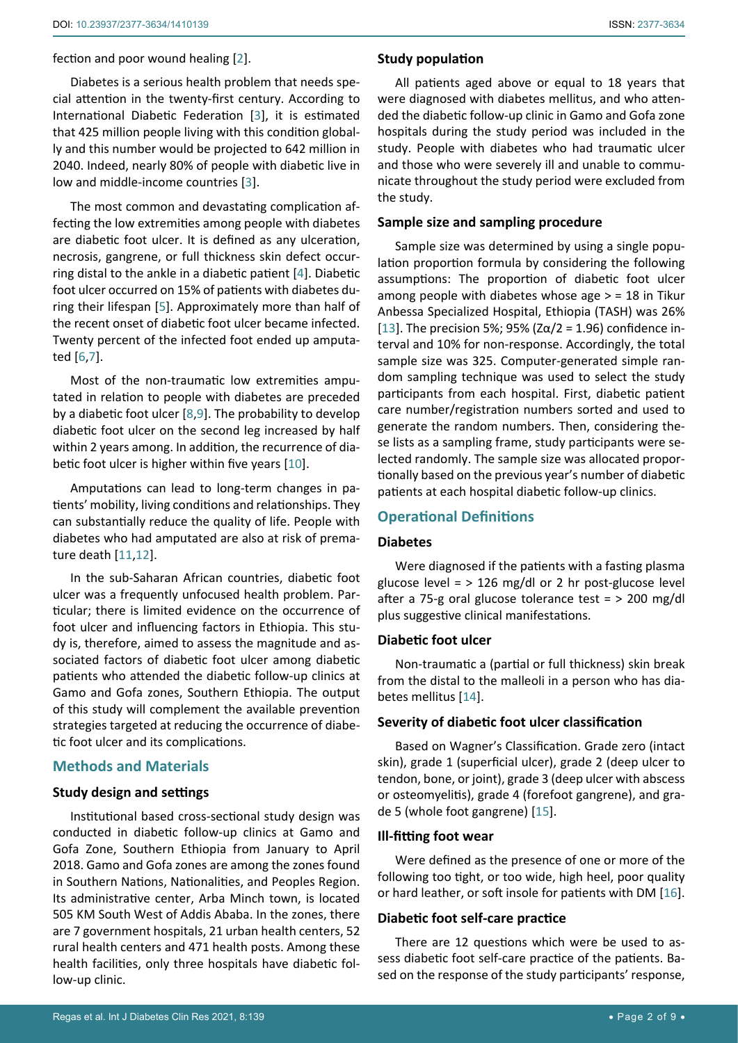fection and poor wound healing [2].

Diabetes is a serious health problem that needs special attention in the twenty-first century. According to International Diabetic Federation [3], it is estimated that 425 million people living with this condition globally and this number would be projected to 642 million in 2040. Indeed, nearly 80% of people with diabetic live in low and middle-income countries [3].

The most common and devastating complication affecting the low extremities among people with diabetes are diabetic foot ulcer. It is defined as any ulceration, necrosis, gangrene, or full thickness skin defect occurring distal to the ankle in a diabetic patient [4]. Diabetic foot ulcer occurred on 15% of patients with diabetes during their lifespan [5]. Approximately more than half of the recent onset of diabetic foot ulcer became infected. Twenty percent of the infected foot ended up amputated [6,7].

Most of the non-traumatic low extremities amputated in relation to people with diabetes are preceded by a diabetic foot ulcer [8,9]. The probability to develop diabetic foot ulcer on the second leg increased by half within 2 years among. In addition, the recurrence of diabetic foot ulcer is higher within five years [10].

Amputations can lead to long-term changes in patients' mobility, living conditions and relationships. They can substantially reduce the quality of life. People with diabetes who had amputated are also at risk of premature death [11,12].

In the sub-Saharan African countries, diabetic foot ulcer was a frequently unfocused health problem. Particular; there is limited evidence on the occurrence of foot ulcer and influencing factors in Ethiopia. This study is, therefore, aimed to assess the magnitude and associated factors of diabetic foot ulcer among diabetic patients who attended the diabetic follow-up clinics at Gamo and Gofa zones, Southern Ethiopia. The output of this study will complement the available prevention strategies targeted at reducing the occurrence of diabetic foot ulcer and its complications.

## Methods and Materials

### Study design and settings

Institutional based cross-sectional study design was conducted in diabetic follow-up clinics at Gamo and Gofa Zone, Southern Ethiopia from January to April 2018. Gamo and Gofa zones are among the zones found in Southern Nations, Nationalities, and Peoples Region. Its administrative center, Arba Minch town, is located 505 KM South West of Addis Ababa. In the zones, there are 7 government hospitals, 21 urban health centers, 52 rural health centers and 471 health posts. Among these health facilities, only three hospitals have diabetic follow-up clinic.

### Study population

All patients aged above or equal to 18 years that were diagnosed with diabetes mellitus, and who attended the diabetic follow-up clinic in Gamo and Gofa zone hospitals during the study period was included in the study. People with diabetes who had traumatic ulcer and those who were severely ill and unable to communicate throughout the study period were excluded from the study.

### Sample size and sampling procedure

Sample size was determined by using a single population proportion formula by considering the following assumptions: The proportion of diabetic foot ulcer among people with diabetes whose age > = 18 in Tikur Anbessa Specialized Hospital, Ethiopia (TASH) was 26% [13]. The precision 5%; 95% ($Z\alpha/2 = 1.96$) confidence interval and 10% for non-response. Accordingly, the total sample size was 325. Computer-generated simple random sampling technique was used to select the study participants from each hospital. First, diabetic patient care number/registration numbers sorted and used to generate the random numbers. Then, considering these lists as a sampling frame, study participants were selected randomly. The sample size was allocated proportionally based on the previous year's number of diabetic patients at each hospital diabetic follow-up clinics.

## Operational Definitions

### Diabetes

Were diagnosed if the patients with a fasting plasma glucose level = > 126 mg/dl or 2 hr post-glucose level after a 75-g oral glucose tolerance test = > 200 mg/dl plus suggestive clinical manifestations.

### Diabetic foot ulcer

Non-traumatic a (partial or full thickness) skin break from the distal to the malleoli in a person who has diabetes mellitus [14].

### Severity of diabetic foot ulcer classification

Based on Wagner's Classification. Grade zero (intact skin), grade 1 (superficial ulcer), grade 2 (deep ulcer to tendon, bone, or joint), grade 3 (deep ulcer with abscess or osteomyelitis), grade 4 (forefoot gangrene), and grade 5 (whole foot gangrene) [15].

### Ill-fitting foot wear

Were defined as the presence of one or more of the following too tight, or too wide, high heel, poor quality or hard leather, or soft insole for patients with DM [16].

### Diabetic foot self-care practice

There are 12 questions which were be used to assess diabetic foot self-care practice of the patients. Based on the response of the study participants' response,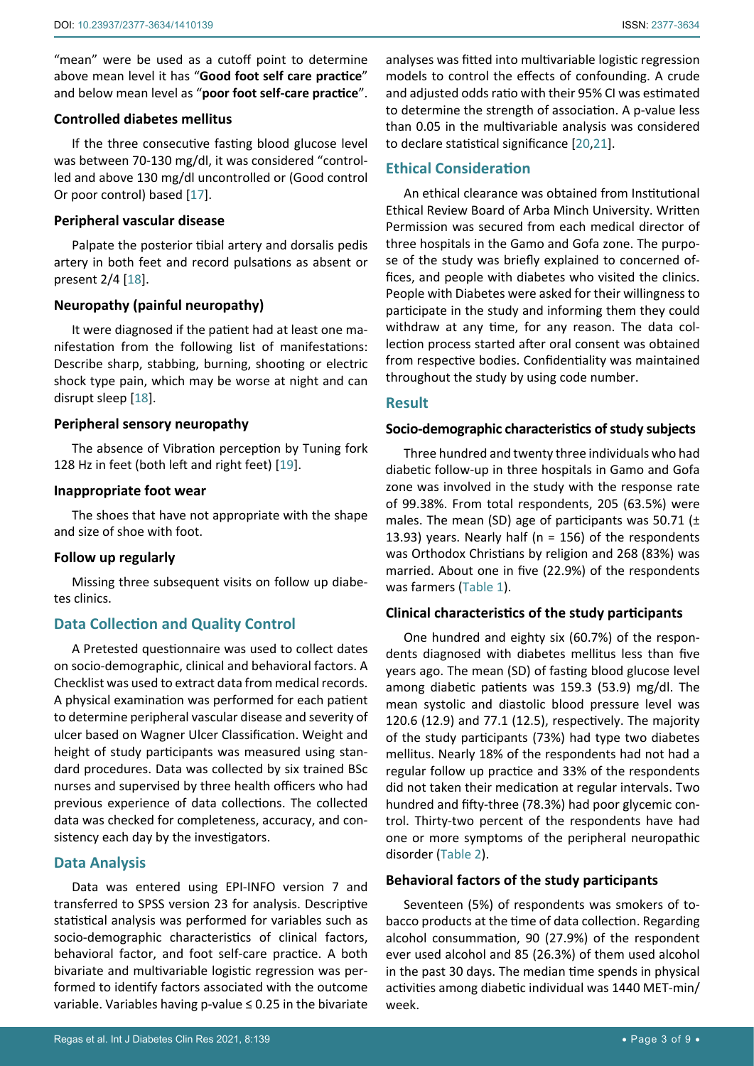"mean" were be used as a cutoff point to determine above mean level it has "**Good foot self care practice**" and below mean level as "**poor foot self-care practice**".

### Controlled diabetes mellitus

If the three consecutive fasting blood glucose level was between 70-130 mg/dl, it was considered "controlled and above 130 mg/dl uncontrolled or (Good control Or poor control) based [17].

### Peripheral vascular disease

Palpate the posterior tibial artery and dorsalis pedis artery in both feet and record pulsations as absent or present 2/4 [18].

### Neuropathy (painful neuropathy)

It were diagnosed if the patient had at least one manifestation from the following list of manifestations: Describe sharp, stabbing, burning, shooting or electric shock type pain, which may be worse at night and can disrupt sleep [18].

### Peripheral sensory neuropathy

The absence of Vibration perception by Tuning fork 128 Hz in feet (both left and right feet) [19].

### Inappropriate foot wear

The shoes that have not appropriate with the shape and size of shoe with foot.

### Follow up regularly

Missing three subsequent visits on follow up diabetes clinics.

## Data Collection and Quality Control

A Pretested questionnaire was used to collect dates on socio-demographic, clinical and behavioral factors. A Checklist was used to extract data from medical records. A physical examination was performed for each patient to determine peripheral vascular disease and severity of ulcer based on Wagner Ulcer Classification. Weight and height of study participants was measured using standard procedures. Data was collected by six trained BSc nurses and supervised by three health officers who had previous experience of data collections. The collected data was checked for completeness, accuracy, and consistency each day by the investigators.

## Data Analysis

Data was entered using EPI-INFO version 7 and transferred to SPSS version 23 for analysis. Descriptive statistical analysis was performed for variables such as socio-demographic characteristics of clinical factors, behavioral factor, and foot self-care practice. A both bivariate and multivariable logistic regression was performed to identify factors associated with the outcome variable. Variables having p-value ≤ 0.25 in the bivariate analyses was fitted into multivariable logistic regression models to control the effects of confounding. A crude and adjusted odds ratio with their 95% CI was estimated to determine the strength of association. A p-value less than 0.05 in the multivariable analysis was considered to declare statistical significance [20,21].

## Ethical Consideration

An ethical clearance was obtained from Institutional Ethical Review Board of Arba Minch University. Written Permission was secured from each medical director of three hospitals in the Gamo and Gofa zone. The purpose of the study was briefly explained to concerned offices, and people with diabetes who visited the clinics. People with Diabetes were asked for their willingness to participate in the study and informing them they could withdraw at any time, for any reason. The data collection process started after oral consent was obtained from respective bodies. Confidentiality was maintained throughout the study by using code number.

## Result

### Socio-demographic characteristics of study subjects

Three hundred and twenty three individuals who had diabetic follow-up in three hospitals in Gamo and Gofa zone was involved in the study with the response rate of 99.38%. From total respondents, 205 (63.5%) were males. The mean (SD) age of participants was 50.71 (± 13.93) years. Nearly half (n = 156) of the respondents was Orthodox Christians by religion and 268 (83%) was married. About one in five (22.9%) of the respondents was farmers (Table 1).

### Clinical characteristics of the study participants

One hundred and eighty six (60.7%) of the respondents diagnosed with diabetes mellitus less than five years ago. The mean (SD) of fasting blood glucose level among diabetic patients was 159.3 (53.9) mg/dl. The mean systolic and diastolic blood pressure level was 120.6 (12.9) and 77.1 (12.5), respectively. The majority of the study participants (73%) had type two diabetes mellitus. Nearly 18% of the respondents had not had a regular follow up practice and 33% of the respondents did not taken their medication at regular intervals. Two hundred and fifty-three (78.3%) had poor glycemic control. Thirty-two percent of the respondents have had one or more symptoms of the peripheral neuropathic disorder (Table 2).

### Behavioral factors of the study participants

Seventeen (5%) of respondents was smokers of tobacco products at the time of data collection. Regarding alcohol consummation, 90 (27.9%) of the respondent ever used alcohol and 85 (26.3%) of them used alcohol in the past 30 days. The median time spends in physical activities among diabetic individual was 1440 MET-min/week.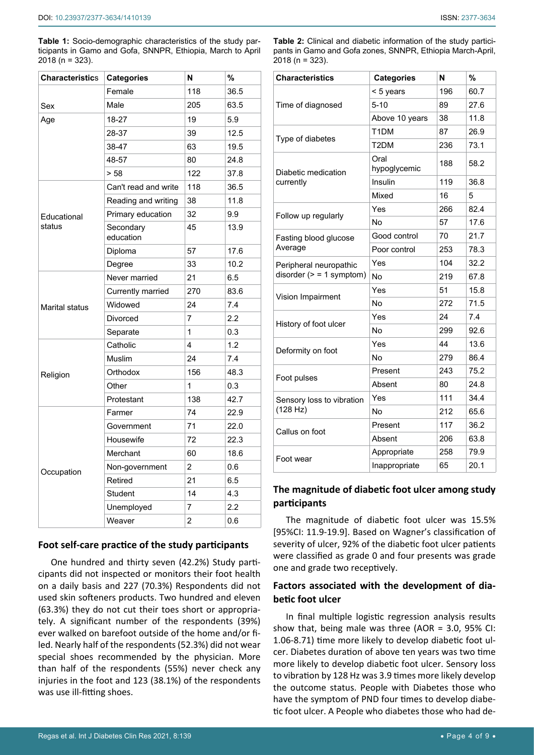**Table 1:** Socio-demographic characteristics of the study participants in Gamo and Gofa, SNNPR, Ethiopia, March to April 2018 (n = 323).

| Characteristics | Categories | N | % |
|---|---|---|---|
| Sex | Female | 118 | 36.5 |
| | Male | 205 | 63.5 |
| Age | 18-27 | 19 | 5.9 |
| | 28-37 | 39 | 12.5 |
| | 38-47 | 63 | 19.5 |
| | 48-57 | 80 | 24.8 |
| | > 58 | 122 | 37.8 |
| Educational status | Can't read and write | 118 | 36.5 |
| | Reading and writing | 38 | 11.8 |
| | Primary education | 32 | 9.9 |
| | Secondary education | 45 | 13.9 |
| | Diploma | 57 | 17.6 |
| | Degree | 33 | 10.2 |
| Marital status | Never married | 21 | 6.5 |
| | Currently married | 270 | 83.6 |
| | Widowed | 24 | 7.4 |
| | Divorced | 7 | 2.2 |
| | Separate | 1 | 0.3 |
| Religion | Catholic | 4 | 1.2 |
| | Muslim | 24 | 7.4 |
| | Orthodox | 156 | 48.3 |
| | Other | 1 | 0.3 |
| | Protestant | 138 | 42.7 |
| Occupation | Farmer | 74 | 22.9 |
| | Government | 71 | 22.0 |
| | Housewife | 72 | 22.3 |
| | Merchant | 60 | 18.6 |
| | Non-government | 2 | 0.6 |
| | Retired | 21 | 6.5 |
| | Student | 14 | 4.3 |
| | Unemployed | 7 | 2.2 |
| | Weaver | 2 | 0.6 |

## Foot self-care practice of the study participants

One hundred and thirty seven (42.2%) Study participants did not inspected or monitors their foot health on a daily basis and 227 (70.3%) Respondents did not used skin softeners products. Two hundred and eleven (63.3%) they do not cut their toes short or appropriately. A significant number of the respondents (39%) ever walked on barefoot outside of the home and/or filed. Nearly half of the respondents (52.3%) did not wear special shoes recommended by the physician. More than half of the respondents (55%) never check any injuries in the foot and 123 (38.1%) of the respondents was use ill-fitting shoes.

**Table 2:** Clinical and diabetic information of the study participants in Gamo and Gofa zones, SNNPR, Ethiopia March-April, 2018 (n = 323).

| Characteristics | Categories | N | % |
|---|---|---|---|
| Time of diagnosed | < 5 years | 196 | 60.7 |
| | 5-10 | 89 | 27.6 |
| | Above 10 years | 38 | 11.8 |
| Type of diabetes | T1DM | 87 | 26.9 |
| | T2DM | 236 | 73.1 |
| Diabetic medication currently | Oral hypoglycemic | 188 | 58.2 |
| | Insulin | 119 | 36.8 |
| | Mixed | 16 | 5 |
| Follow up regularly | Yes | 266 | 82.4 |
| | No | 57 | 17.6 |
| Fasting blood glucose Average | Good control | 70 | 21.7 |
| | Poor control | 253 | 78.3 |
| Peripheral neuropathic disorder (> = 1 symptom) | Yes | 104 | 32.2 |
| | No | 219 | 67.8 |
| Vision Impairment | Yes | 51 | 15.8 |
| | No | 272 | 71.5 |
| History of foot ulcer | Yes | 24 | 7.4 |
| | No | 299 | 92.6 |
| Deformity on foot | Yes | 44 | 13.6 |
| | No | 279 | 86.4 |
| Foot pulses | Present | 243 | 75.2 |
| | Absent | 80 | 24.8 |
| Sensory loss to vibration (128 Hz) | Yes | 111 | 34.4 |
| | No | 212 | 65.6 |
| Callus on foot | Present | 117 | 36.2 |
| | Absent | 206 | 63.8 |
| Foot wear | Appropriate | 258 | 79.9 |
| | Inappropriate | 65 | 20.1 |

## The magnitude of diabetic foot ulcer among study participants

The magnitude of diabetic foot ulcer was 15.5% [95%CI: 11.9-19.9]. Based on Wagner's classification of severity of ulcer, 92% of the diabetic foot ulcer patients were classified as grade 0 and four presents was grade one and grade two receptively.

## Factors associated with the development of diabetic foot ulcer

In final multiple logistic regression analysis results show that, being male was three (AOR = 3.0, 95% CI: 1.06-8.71) time more likely to develop diabetic foot ulcer. Diabetes duration of above ten years was two time more likely to develop diabetic foot ulcer. Sensory loss to vibration by 128 Hz was 3.9 times more likely develop the outcome status. People with Diabetes those who have the symptom of PND four times to develop diabetic foot ulcer. A People who diabetes those who had de-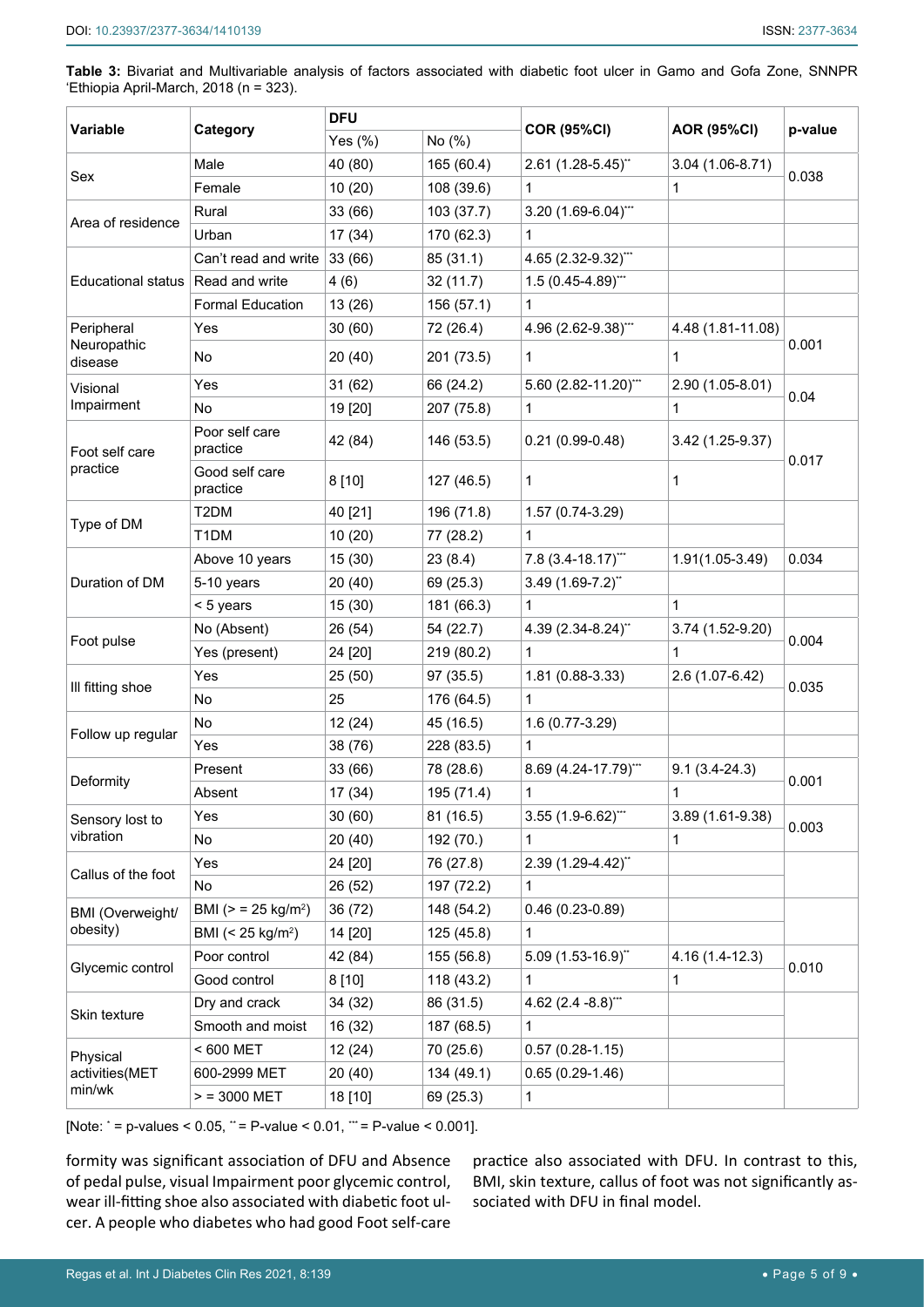**Table 3:** Bivariat and Multivariable analysis of factors associated with diabetic foot ulcer in Gamo and Gofa Zone, SNNPR 'Ethiopia April-March, 2018 (n = 323).

| Variable | Category | DFU | | COR (95%CI) | AOR (95%CI) | p-value |
|---|---|---|---|---|---|---|
| | | Yes (%) | No (%) | | | |
| Sex | Male | 40 (80) | 165 (60.4) | 2.61 (1.28-5.45)** | 3.04 (1.06-8.71) | 0.038 |
| | Female | 10 (20) | 108 (39.6) | 1 | 1 | |
| Area of residence | Rural | 33 (66) | 103 (37.7) | 3.20 (1.69-6.04)*** | | |
| | Urban | 17 (34) | 170 (62.3) | 1 | | |
| Educational status | Can't read and write | 33 (66) | 85 (31.1) | 4.65 (2.32-9.32)*** | | |
| | Read and write | 4 (6) | 32 (11.7) | 1.5 (0.45-4.89)*** | | |
| | Formal Education | 13 (26) | 156 (57.1) | 1 | | |
| Peripheral Neuropathic disease | Yes | 30 (60) | 72 (26.4) | 4.96 (2.62-9.38)*** | 4.48 (1.81-11.08) | 0.001 |
| | No | 20 (40) | 201 (73.5) | 1 | 1 | |
| Visional Impairment | Yes | 31 (62) | 66 (24.2) | 5.60 (2.82-11.20)*** | 2.90 (1.05-8.01) | 0.04 |
| | No | 19 [20] | 207 (75.8) | 1 | 1 | |
| Foot self care practice | Poor self care practice | 42 (84) | 146 (53.5) | 0.21 (0.99-0.48) | 3.42 (1.25-9.37) | 0.017 |
| | Good self care practice | 8 [10] | 127 (46.5) | 1 | 1 | |
| Type of DM | T2DM | 40 [21] | 196 (71.8) | 1.57 (0.74-3.29) | | |
| | T1DM | 10 (20) | 77 (28.2) | 1 | | |
| Duration of DM | Above 10 years | 15 (30) | 23 (8.4) | 7.8 (3.4-18.17)*** | 1.91(1.05-3.49) | 0.034 |
| | 5-10 years | 20 (40) | 69 (25.3) | 3.49 (1.69-7.2)** | | |
| | < 5 years | 15 (30) | 181 (66.3) | 1 | 1 | |
| Foot pulse | No (Absent) | 26 (54) | 54 (22.7) | 4.39 (2.34-8.24)** | 3.74 (1.52-9.20) | 0.004 |
| | Yes (present) | 24 [20] | 219 (80.2) | 1 | 1 | |
| Ill fitting shoe | Yes | 25 (50) | 97 (35.5) | 1.81 (0.88-3.33) | 2.6 (1.07-6.42) | 0.035 |
| | No | 25 | 176 (64.5) | 1 | | |
| Follow up regular | No | 12 (24) | 45 (16.5) | 1.6 (0.77-3.29) | | |
| | Yes | 38 (76) | 228 (83.5) | 1 | | |
| Deformity | Present | 33 (66) | 78 (28.6) | 8.69 (4.24-17.79)*** | 9.1 (3.4-24.3) | 0.001 |
| | Absent | 17 (34) | 195 (71.4) | 1 | 1 | |
| Sensory lost to vibration | Yes | 30 (60) | 81 (16.5) | 3.55 (1.9-6.62)*** | 3.89 (1.61-9.38) | 0.003 |
| | No | 20 (40) | 192 (70.) | 1 | 1 | |
| Callus of the foot | Yes | 24 [20] | 76 (27.8) | 2.39 (1.29-4.42)** | | |
| | No | 26 (52) | 197 (72.2) | 1 | | |
| BMI (Overweight/ obesity) | BMI (> = 25 kg/m²) | 36 (72) | 148 (54.2) | 0.46 (0.23-0.89) | | |
| | BMI (< 25 kg/m²) | 14 [20] | 125 (45.8) | 1 | | |
| Glycemic control | Poor control | 42 (84) | 155 (56.8) | 5.09 (1.53-16.9)** | 4.16 (1.4-12.3) | 0.010 |
| | Good control | 8 [10] | 118 (43.2) | 1 | 1 | |
| Skin texture | Dry and crack | 34 (32) | 86 (31.5) | 4.62 (2.4 -8.8)*** | | |
| | Smooth and moist | 16 (32) | 187 (68.5) | 1 | | |
| Physical activities(MET min/wk | < 600 MET | 12 (24) | 70 (25.6) | 0.57 (0.28-1.15) | | |
| | 600-2999 MET | 20 (40) | 134 (49.1) | 0.65 (0.29-1.46) | | |
| | > = 3000 MET | 18 [10] | 69 (25.3) | 1 | | |

[Note: * = p-values < 0.05, ** = P-value < 0.01, *** = P-value < 0.001].

formity was significant association of DFU and Absence of pedal pulse, visual Impairment poor glycemic control, wear ill-fitting shoe also associated with diabetic foot ulcer. A people who diabetes who had good Foot self-care practice also associated with DFU. In contrast to this, BMI, skin texture, callus of foot was not significantly associated with DFU in final model.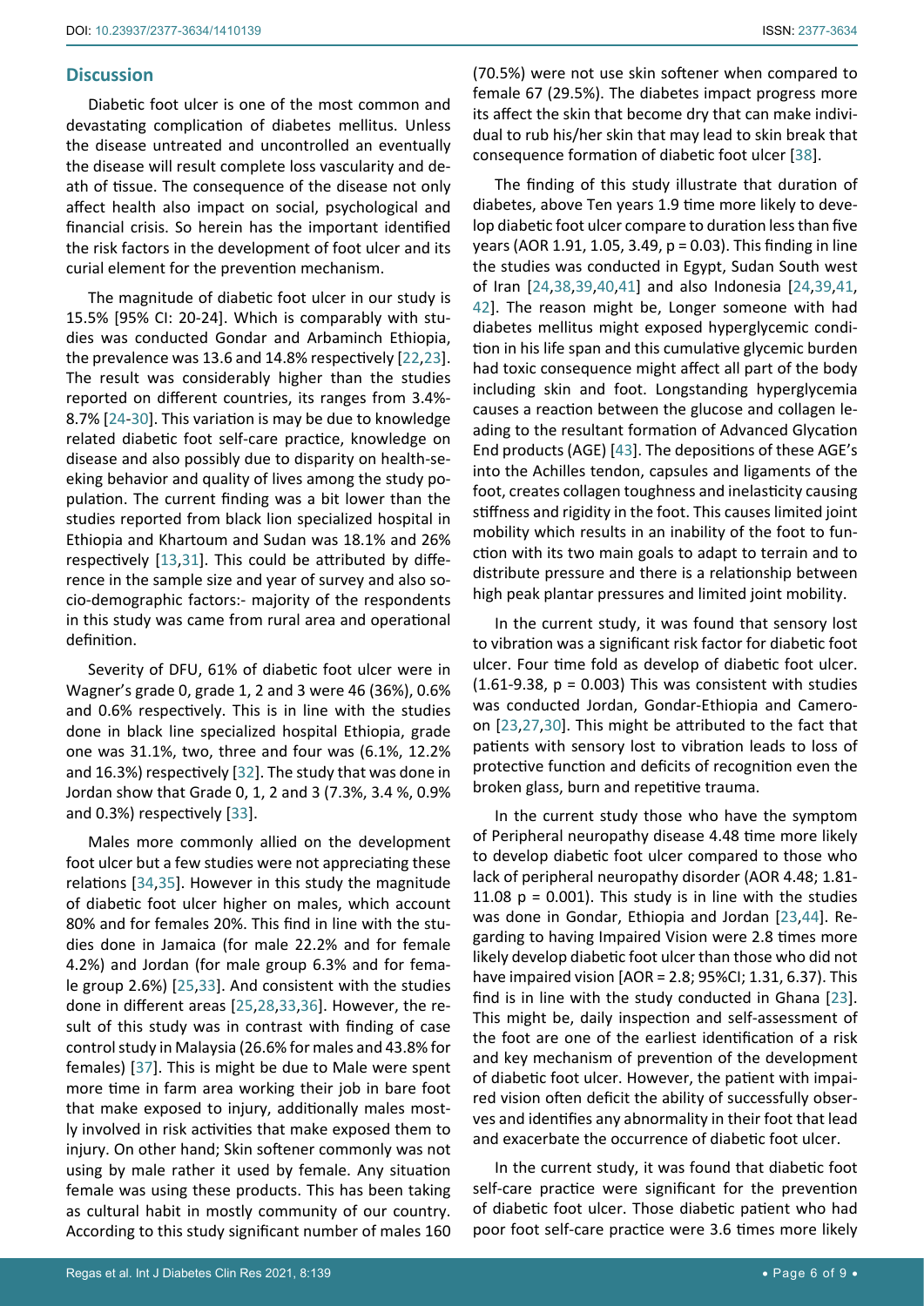## Discussion

Diabetic foot ulcer is one of the most common and devastating complication of diabetes mellitus. Unless the disease untreated and uncontrolled an eventually the disease will result complete loss vascularity and death of tissue. The consequence of the disease not only affect health also impact on social, psychological and financial crisis. So herein has the important identified the risk factors in the development of foot ulcer and its curial element for the prevention mechanism.

The magnitude of diabetic foot ulcer in our study is 15.5% [95% CI: 20-24]. Which is comparably with studies was conducted Gondar and Arbaminch Ethiopia, the prevalence was 13.6 and 14.8% respectively [22,23]. The result was considerably higher than the studies reported on different countries, its ranges from 3.4%-8.7% [24-30]. This variation is may be due to knowledge related diabetic foot self-care practice, knowledge on disease and also possibly due to disparity on health-seeking behavior and quality of lives among the study population. The current finding was a bit lower than the studies reported from black lion specialized hospital in Ethiopia and Khartoum and Sudan was 18.1% and 26% respectively [13,31]. This could be attributed by difference in the sample size and year of survey and also socio-demographic factors:- majority of the respondents in this study was came from rural area and operational definition.

Severity of DFU, 61% of diabetic foot ulcer were in Wagner's grade 0, grade 1, 2 and 3 were 46 (36%), 0.6% and 0.6% respectively. This is in line with the studies done in black line specialized hospital Ethiopia, grade one was 31.1%, two, three and four was (6.1%, 12.2% and 16.3%) respectively [32]. The study that was done in Jordan show that Grade 0, 1, 2 and 3 (7.3%, 3.4 %, 0.9% and 0.3%) respectively [33].

Males more commonly allied on the development foot ulcer but a few studies were not appreciating these relations [34,35]. However in this study the magnitude of diabetic foot ulcer higher on males, which account 80% and for females 20%. This find in line with the studies done in Jamaica (for male 22.2% and for female 4.2%) and Jordan (for male group 6.3% and for female group 2.6%) [25,33]. And consistent with the studies done in different areas [25,28,33,36]. However, the result of this study was in contrast with finding of case control study in Malaysia (26.6% for males and 43.8% for females) [37]. This is might be due to Male were spent more time in farm area working their job in bare foot that make exposed to injury, additionally males mostly involved in risk activities that make exposed them to injury. On other hand; Skin softener commonly was not using by male rather it used by female. Any situation female was using these products. This has been taking as cultural habit in mostly community of our country. According to this study significant number of males 160 (70.5%) were not use skin softener when compared to female 67 (29.5%). The diabetes impact progress more its affect the skin that become dry that can make individual to rub his/her skin that may lead to skin break that consequence formation of diabetic foot ulcer [38].

The finding of this study illustrate that duration of diabetes, above Ten years 1.9 time more likely to develop diabetic foot ulcer compare to duration less than five years (AOR 1.91, 1.05, 3.49, $p = 0.03$). This finding in line the studies was conducted in Egypt, Sudan South west of Iran [24,38,39,40,41] and also Indonesia [24,39,41,42]. The reason might be, Longer someone with had diabetes mellitus might exposed hyperglycemic condition in his life span and this cumulative glycemic burden had toxic consequence might affect all part of the body including skin and foot. Longstanding hyperglycemia causes a reaction between the glucose and collagen leading to the resultant formation of Advanced Glycation End products (AGE) [43]. The depositions of these AGE's into the Achilles tendon, capsules and ligaments of the foot, creates collagen toughness and inelasticity causing stiffness and rigidity in the foot. This causes limited joint mobility which results in an inability of the foot to function with its two main goals to adapt to terrain and to distribute pressure and there is a relationship between high peak plantar pressures and limited joint mobility.

In the current study, it was found that sensory lost to vibration was a significant risk factor for diabetic foot ulcer. Four time fold as develop of diabetic foot ulcer. (1.61-9.38, $p = 0.003$) This was consistent with studies was conducted Jordan, Gondar-Ethiopia and Cameroon [23,27,30]. This might be attributed to the fact that patients with sensory lost to vibration leads to loss of protective function and deficits of recognition even the broken glass, burn and repetitive trauma.

In the current study those who have the symptom of Peripheral neuropathy disease 4.48 time more likely to develop diabetic foot ulcer compared to those who lack of peripheral neuropathy disorder (AOR 4.48; 1.81-11.08 $p = 0.001$). This study is in line with the studies was done in Gondar, Ethiopia and Jordan [23,44]. Regarding to having Impaired Vision were 2.8 times more likely develop diabetic foot ulcer than those who did not have impaired vision [AOR = 2.8; 95%CI; 1.31, 6.37). This find is in line with the study conducted in Ghana [23]. This might be, daily inspection and self-assessment of the foot are one of the earliest identification of a risk and key mechanism of prevention of the development of diabetic foot ulcer. However, the patient with impaired vision often deficit the ability of successfully observes and identifies any abnormality in their foot that lead and exacerbate the occurrence of diabetic foot ulcer.

In the current study, it was found that diabetic foot self-care practice were significant for the prevention of diabetic foot ulcer. Those diabetic patient who had poor foot self-care practice were 3.6 times more likely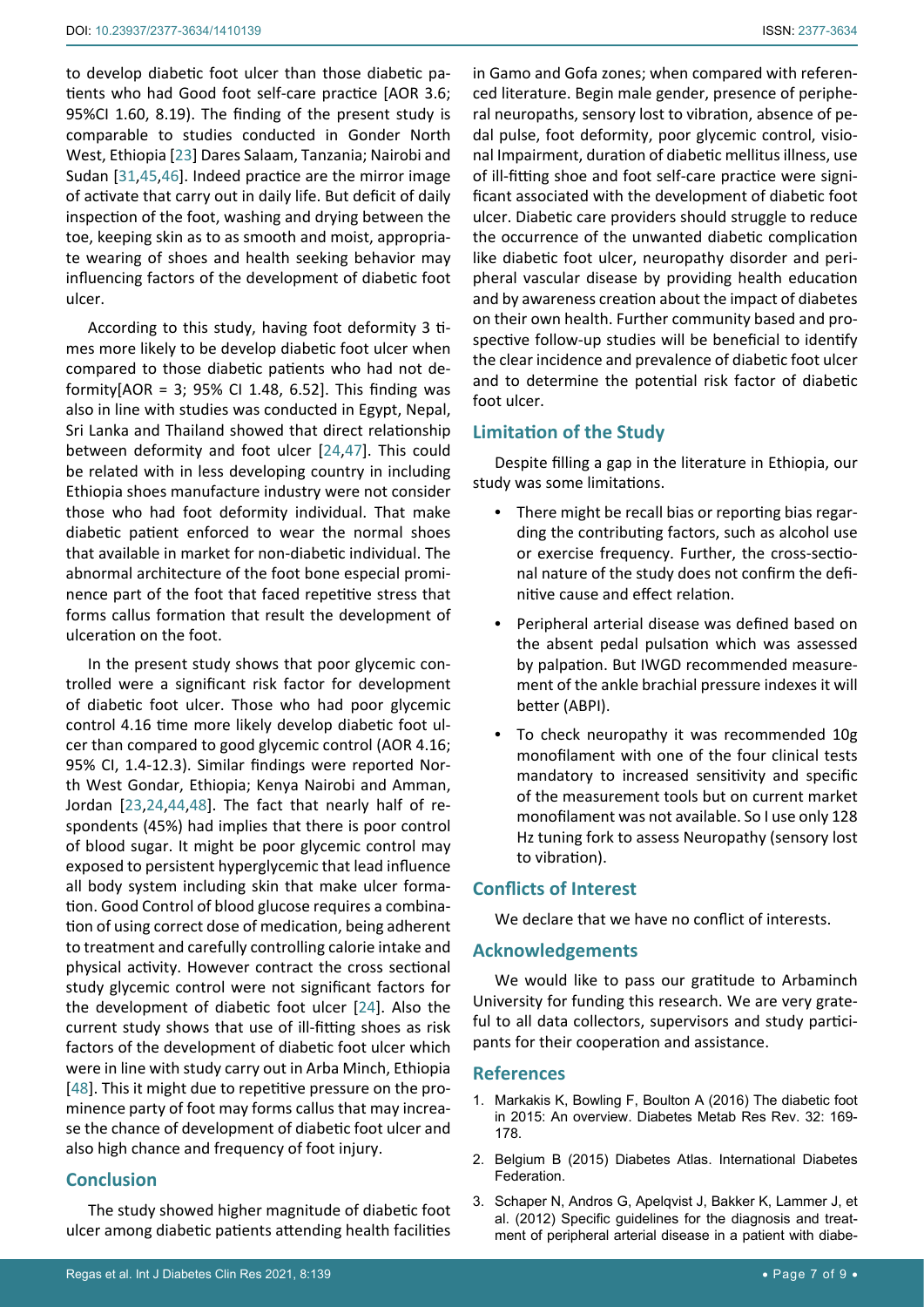to develop diabetic foot ulcer than those diabetic patients who had Good foot self-care practice [AOR 3.6; 95%CI 1.60, 8.19). The finding of the present study is comparable to studies conducted in Gonder North West, Ethiopia [23] Dares Salaam, Tanzania; Nairobi and Sudan [31,45,46]. Indeed practice are the mirror image of activate that carry out in daily life. But deficit of daily inspection of the foot, washing and drying between the toe, keeping skin as to as smooth and moist, appropriate wearing of shoes and health seeking behavior may influencing factors of the development of diabetic foot ulcer.

According to this study, having foot deformity 3 times more likely to be develop diabetic foot ulcer when compared to those diabetic patients who had not deformity[AOR = 3; 95% CI 1.48, 6.52]. This finding was also in line with studies was conducted in Egypt, Nepal, Sri Lanka and Thailand showed that direct relationship between deformity and foot ulcer [24,47]. This could be related with in less developing country in including Ethiopia shoes manufacture industry were not consider those who had foot deformity individual. That make diabetic patient enforced to wear the normal shoes that available in market for non-diabetic individual. The abnormal architecture of the foot bone especial prominence part of the foot that faced repetitive stress that forms callus formation that result the development of ulceration on the foot.

In the present study shows that poor glycemic controlled were a significant risk factor for development of diabetic foot ulcer. Those who had poor glycemic control 4.16 time more likely develop diabetic foot ulcer than compared to good glycemic control (AOR 4.16; 95% CI, 1.4-12.3). Similar findings were reported North West Gondar, Ethiopia; Kenya Nairobi and Amman, Jordan [23,24,44,48]. The fact that nearly half of respondents (45%) had implies that there is poor control of blood sugar. It might be poor glycemic control may exposed to persistent hyperglycemic that lead influence all body system including skin that make ulcer formation. Good Control of blood glucose requires a combination of using correct dose of medication, being adherent to treatment and carefully controlling calorie intake and physical activity. However contract the cross sectional study glycemic control were not significant factors for the development of diabetic foot ulcer [24]. Also the current study shows that use of ill-fitting shoes as risk factors of the development of diabetic foot ulcer which were in line with study carry out in Arba Minch, Ethiopia [48]. This it might due to repetitive pressure on the prominence party of foot may forms callus that may increase the chance of development of diabetic foot ulcer and also high chance and frequency of foot injury.

## Conclusion

The study showed higher magnitude of diabetic foot ulcer among diabetic patients attending health facilities in Gamo and Gofa zones; when compared with referenced literature. Begin male gender, presence of peripheral neuropaths, sensory lost to vibration, absence of pedal pulse, foot deformity, poor glycemic control, visional Impairment, duration of diabetic mellitus illness, use of ill-fitting shoe and foot self-care practice were significant associated with the development of diabetic foot ulcer. Diabetic care providers should struggle to reduce the occurrence of the unwanted diabetic complication like diabetic foot ulcer, neuropathy disorder and peripheral vascular disease by providing health education and by awareness creation about the impact of diabetes on their own health. Further community based and prospective follow-up studies will be beneficial to identify the clear incidence and prevalence of diabetic foot ulcer and to determine the potential risk factor of diabetic foot ulcer.

## Limitation of the Study

Despite filling a gap in the literature in Ethiopia, our study was some limitations.

- There might be recall bias or reporting bias regarding the contributing factors, such as alcohol use or exercise frequency. Further, the cross-sectional nature of the study does not confirm the definitive cause and effect relation.
- Peripheral arterial disease was defined based on the absent pedal pulsation which was assessed by palpation. But IWGD recommended measurement of the ankle brachial pressure indexes it will better (ABPI).
- To check neuropathy it was recommended 10g monofilament with one of the four clinical tests mandatory to increased sensitivity and specific of the measurement tools but on current market monofilament was not available. So I use only 128 Hz tuning fork to assess Neuropathy (sensory lost to vibration).

## Conflicts of Interest

We declare that we have no conflict of interests.

## Acknowledgements

We would like to pass our gratitude to Arbaminch University for funding this research. We are very grateful to all data collectors, supervisors and study participants for their cooperation and assistance.

## References

1. Markakis K, Bowling F, Boulton A (2016) The diabetic foot in 2015: An overview. Diabetes Metab Res Rev. 32: 169-178.
2. Belgium B (2015) Diabetes Atlas. International Diabetes Federation.
3. Schaper N, Andros G, Apelqvist J, Bakker K, Lammer J, et al. (2012) Specific guidelines for the diagnosis and treatment of peripheral arterial disease in a patient with diabe-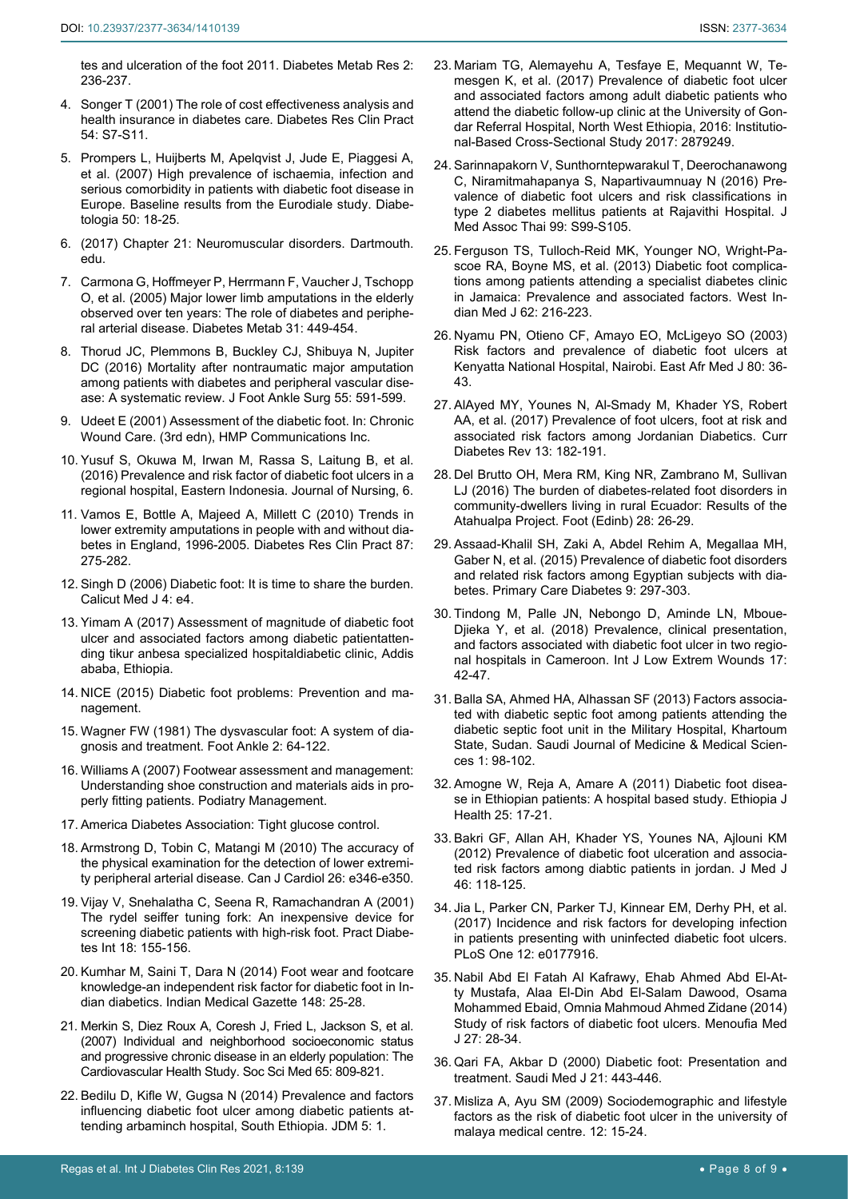tes and ulceration of the foot 2011. Diabetes Metab Res 2: 236-237.

4. Songer T (2001) The role of cost effectiveness analysis and health insurance in diabetes care. Diabetes Res Clin Pract 54: S7-S11.

5. Prompers L, Huijberts M, Apelqvist J, Jude E, Piaggesi A, et al. (2007) High prevalence of ischaemia, infection and serious comorbidity in patients with diabetic foot disease in Europe. Baseline results from the Eurodiale study. Diabetologia 50: 18-25.

6. (2017) Chapter 21: Neuromuscular disorders. Dartmouth. edu.

7. Carmona G, Hoffmeyer P, Herrmann F, Vaucher J, Tschopp O, et al. (2005) Major lower limb amputations in the elderly observed over ten years: The role of diabetes and peripheral arterial disease. Diabetes Metab 31: 449-454.

8. Thorud JC, Plemmons B, Buckley CJ, Shibuya N, Jupiter DC (2016) Mortality after nontraumatic major amputation among patients with diabetes and peripheral vascular disease: A systematic review. J Foot Ankle Surg 55: 591-599.

9. Udeet E (2001) Assessment of the diabetic foot. In: Chronic Wound Care. (3rd edn), HMP Communications Inc.

10. Yusuf S, Okuwa M, Irwan M, Rassa S, Laitung B, et al. (2016) Prevalence and risk factor of diabetic foot ulcers in a regional hospital, Eastern Indonesia. Journal of Nursing, 6.

11. Vamos E, Bottle A, Majeed A, Millett C (2010) Trends in lower extremity amputations in people with and without diabetes in England, 1996-2005. Diabetes Res Clin Pract 87: 275-282.

12. Singh D (2006) Diabetic foot: It is time to share the burden. Calicut Med J 4: e4.

13. Yimam A (2017) Assessment of magnitude of diabetic foot ulcer and associated factors among diabetic patientattending tikur anbesa specialized hospitaldiabetic clinic, Addis ababa, Ethiopia.

14. NICE (2015) Diabetic foot problems: Prevention and management.

15. Wagner FW (1981) The dysvascular foot: A system of diagnosis and treatment. Foot Ankle 2: 64-122.

16. Williams A (2007) Footwear assessment and management: Understanding shoe construction and materials aids in properly fitting patients. Podiatry Management.

17. America Diabetes Association: Tight glucose control.

18. Armstrong D, Tobin C, Matangi M (2010) The accuracy of the physical examination for the detection of lower extremity peripheral arterial disease. Can J Cardiol 26: e346-e350.

19. Vijay V, Snehalatha C, Seena R, Ramachandran A (2001) The rydel seiffer tuning fork: An inexpensive device for screening diabetic patients with high-risk foot. Pract Diabetes Int 18: 155-156.

20. Kumhar M, Saini T, Dara N (2014) Foot wear and footcare knowledge-an independent risk factor for diabetic foot in Indian diabetics. Indian Medical Gazette 148: 25-28.

21. Merkin S, Diez Roux A, Coresh J, Fried L, Jackson S, et al. (2007) Individual and neighborhood socioeconomic status and progressive chronic disease in an elderly population: The Cardiovascular Health Study. Soc Sci Med 65: 809-821.

22. Bedilu D, Kifle W, Gugsa N (2014) Prevalence and factors influencing diabetic foot ulcer among diabetic patients attending arbaminch hospital, South Ethiopia. JDM 5: 1.

23. Mariam TG, Alemayehu A, Tesfaye E, Mequannt W, Temesgen K, et al. (2017) Prevalence of diabetic foot ulcer and associated factors among adult diabetic patients who attend the diabetic follow-up clinic at the University of Gondar Referral Hospital, North West Ethiopia, 2016: Institutional-Based Cross-Sectional Study 2017: 2879249.

24. Sarinnapakorn V, Sunthorntepwarakul T, Deerochanawong C, Niramitmahapanya S, Napartivaumnuay N (2016) Prevalence of diabetic foot ulcers and risk classifications in type 2 diabetes mellitus patients at Rajavithi Hospital. J Med Assoc Thai 99: S99-S105.

25. Ferguson TS, Tulloch-Reid MK, Younger NO, Wright-Pascoe RA, Boyne MS, et al. (2013) Diabetic foot complications among patients attending a specialist diabetes clinic in Jamaica: Prevalence and associated factors. West Indian Med J 62: 216-223.

26. Nyamu PN, Otieno CF, Amayo EO, McLigeyo SO (2003) Risk factors and prevalence of diabetic foot ulcers at Kenyatta National Hospital, Nairobi. East Afr Med J 80: 36-43.

27. AlAyed MY, Younes N, Al-Smady M, Khader YS, Robert AA, et al. (2017) Prevalence of foot ulcers, foot at risk and associated risk factors among Jordanian Diabetics. Curr Diabetes Rev 13: 182-191.

28. Del Brutto OH, Mera RM, King NR, Zambrano M, Sullivan LJ (2016) The burden of diabetes-related foot disorders in community-dwellers living in rural Ecuador: Results of the Atahualpa Project. Foot (Edinb) 28: 26-29.

29. Assaad-Khalil SH, Zaki A, Abdel Rehim A, Megallaa MH, Gaber N, et al. (2015) Prevalence of diabetic foot disorders and related risk factors among Egyptian subjects with diabetes. Primary Care Diabetes 9: 297-303.

30. Tindong M, Palle JN, Nebongo D, Aminde LN, Mboue-Djieka Y, et al. (2018) Prevalence, clinical presentation, and factors associated with diabetic foot ulcer in two regional hospitals in Cameroon. Int J Low Extrem Wounds 17: 42-47.

31. Balla SA, Ahmed HA, Alhassan SF (2013) Factors associated with diabetic septic foot among patients attending the diabetic septic foot unit in the Military Hospital, Khartoum State, Sudan. Saudi Journal of Medicine & Medical Sciences 1: 98-102.

32. Amogne W, Reja A, Amare A (2011) Diabetic foot disease in Ethiopian patients: A hospital based study. Ethiopia J Health 25: 17-21.

33. Bakri GF, Allan AH, Khader YS, Younes NA, Ajlouni KM (2012) Prevalence of diabetic foot ulceration and associated risk factors among diabtic patients in jordan. J Med J 46: 118-125.

34. Jia L, Parker CN, Parker TJ, Kinnear EM, Derhy PH, et al. (2017) Incidence and risk factors for developing infection in patients presenting with uninfected diabetic foot ulcers. PLoS One 12: e0177916.

35. Nabil Abd El Fatah Al Kafrawy, Ehab Ahmed Abd El-Atty Mustafa, Alaa El-Din Abd El-Salam Dawood, Osama Mohammed Ebaid, Omnia Mahmoud Ahmed Zidane (2014) Study of risk factors of diabetic foot ulcers. Menoufia Med J 27: 28-34.

36. Qari FA, Akbar D (2000) Diabetic foot: Presentation and treatment. Saudi Med J 21: 443-446.

37. Misliza A, Ayu SM (2009) Sociodemographic and lifestyle factors as the risk of diabetic foot ulcer in the university of malaya medical centre. 12: 15-24.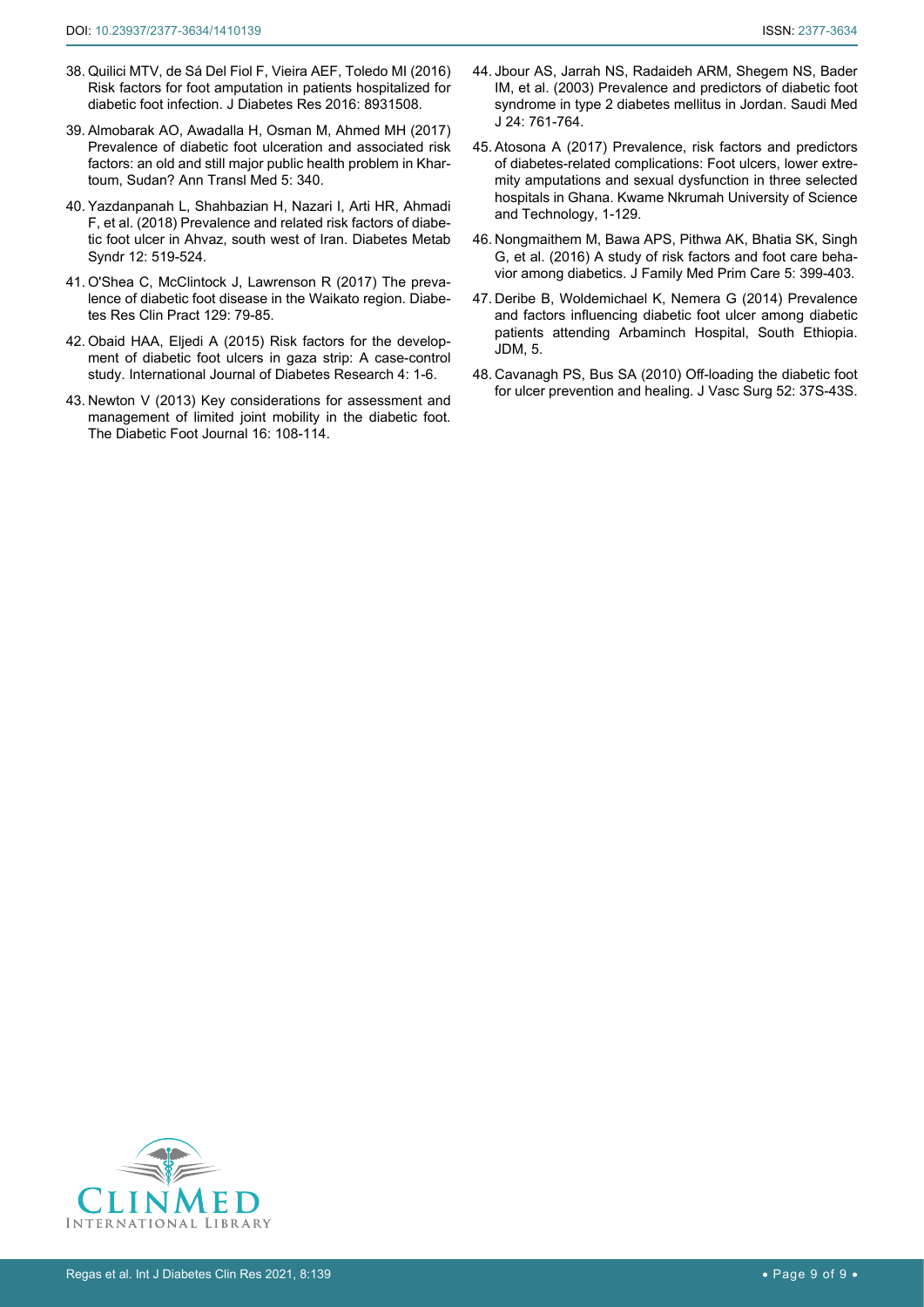38. Quilici MTV, de Sá Del Fiol F, Vieira AEF, Toledo MI (2016) Risk factors for foot amputation in patients hospitalized for diabetic foot infection. J Diabetes Res 2016: 8931508.

39. Almobarak AO, Awadalla H, Osman M, Ahmed MH (2017) Prevalence of diabetic foot ulceration and associated risk factors: an old and still major public health problem in Khartoum, Sudan? Ann Transl Med 5: 340.

40. Yazdanpanah L, Shahbazian H, Nazari I, Arti HR, Ahmadi F, et al. (2018) Prevalence and related risk factors of diabetic foot ulcer in Ahvaz, south west of Iran. Diabetes Metab Syndr 12: 519-524.

41. O'Shea C, McClintock J, Lawrenson R (2017) The prevalence of diabetic foot disease in the Waikato region. Diabetes Res Clin Pract 129: 79-85.

42. Obaid HAA, Eljedi A (2015) Risk factors for the development of diabetic foot ulcers in gaza strip: A case-control study. International Journal of Diabetes Research 4: 1-6.

43. Newton V (2013) Key considerations for assessment and management of limited joint mobility in the diabetic foot. The Diabetic Foot Journal 16: 108-114.

44. Jbour AS, Jarrah NS, Radaideh ARM, Shegem NS, Bader IM, et al. (2003) Prevalence and predictors of diabetic foot syndrome in type 2 diabetes mellitus in Jordan. Saudi Med J 24: 761-764.

45. Atosona A (2017) Prevalence, risk factors and predictors of diabetes-related complications: Foot ulcers, lower extremity amputations and sexual dysfunction in three selected hospitals in Ghana. Kwame Nkrumah University of Science and Technology, 1-129.

46. Nongmaithem M, Bawa APS, Pithwa AK, Bhatia SK, Singh G, et al. (2016) A study of risk factors and foot care behavior among diabetics. J Family Med Prim Care 5: 399-403.

47. Deribe B, Woldemichael K, Nemera G (2014) Prevalence and factors influencing diabetic foot ulcer among diabetic patients attending Arbaminch Hospital, South Ethiopia. JDM, 5.

48. Cavanagh PS, Bus SA (2010) Off-loading the diabetic foot for ulcer prevention and healing. J Vasc Surg 52: 37S-43S.